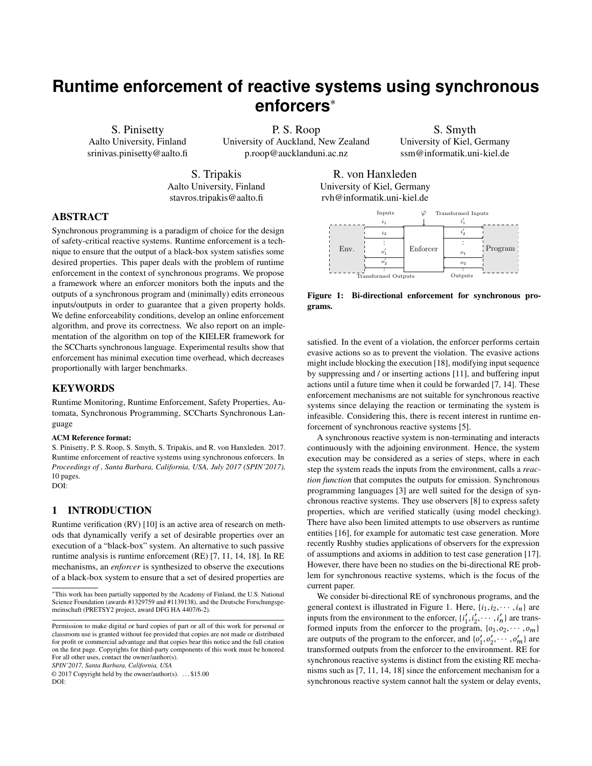# Runtime enforcement of reactive systems using synchronous enforcers*

S. Pinisetty
Aalto University, Finland
srinivas.pinisetty@aalto.fi

P. S. Roop
University of Auckland, New Zealand
p.roop@aucklanduni.ac.nz

S. Smyth
University of Kiel, Germany
ssm@informatik.uni-kiel.de

S. Tripakis
Aalto University, Finland
stavros.tripakis@aalto.fi

R. von Hanxleden
University of Kiel, Germany
rvh@informatik.uni-kiel.de

## ABSTRACT

Synchronous programming is a paradigm of choice for the design of safety-critical reactive systems. Runtime enforcement is a technique to ensure that the output of a black-box system satisfies some desired properties. This paper deals with the problem of runtime enforcement in the context of synchronous programs. We propose a framework where an enforcer monitors both the inputs and the outputs of a synchronous program and (minimally) edits erroneous inputs/outputs in order to guarantee that a given property holds. We define enforceability conditions, develop an online enforcement algorithm, and prove its correctness. We also report on an implementation of the algorithm on top of the KIELER framework for the SCCharts synchronous language. Experimental results show that enforcement has minimal execution time overhead, which decreases proportionally with larger benchmarks.

## KEYWORDS

Runtime Monitoring, Runtime Enforcement, Safety Properties, Automata, Synchronous Programming, SCCharts Synchronous Language

**ACM Reference format:**
S. Pinisetty, P. S. Roop, S. Smyth, S. Tripakis, and R. von Hanxleden. 2017. Runtime enforcement of reactive systems using synchronous enforcers. In *Proceedings of , Santa Barbara, California, USA, July 2017 (SPIN'2017),* 10 pages.
DOI:

## 1 INTRODUCTION

Runtime verification (RV) [10] is an active area of research on methods that dynamically verify a set of desirable properties over an execution of a "black-box" system. An alternative to such passive runtime analysis is runtime enforcement (RE) [7, 11, 14, 18]. In RE mechanisms, an *enforcer* is synthesized to observe the executions of a black-box system to ensure that a set of desired properties are satisfied. In the event of a violation, the enforcer performs certain evasive actions so as to prevent the violation. The evasive actions might include blocking the execution [18], modifying input sequence by suppressing and / or inserting actions [11], and buffering input actions until a future time when it could be forwarded [7, 14]. These enforcement mechanisms are not suitable for synchronous reactive systems since delaying the reaction or terminating the system is infeasible. Considering this, there is recent interest in runtime enforcement of synchronous reactive systems [5].

A synchronous reactive system is non-terminating and interacts continuously with the adjoining environment. Hence, the system execution may be considered as a series of steps, where in each step the system reads the inputs from the environment, calls a *reaction function* that computes the outputs for emission. Synchronous programming languages [3] are well suited for the design of synchronous reactive systems. They use observers [8] to express safety properties, which are verified statically (using model checking). There have also been limited attempts to use observers as runtime entities [16], for example for automatic test case generation. More recently Rushby studies applications of observers for the expression of assumptions and axioms in addition to test case generation [17]. However, there have been no studies on the bi-directional RE problem for synchronous reactive systems, which is the focus of the current paper.

Figure 1: Bi-directional enforcement for synchronous programs.

We consider bi-directional RE of synchronous programs, and the general context is illustrated in Figure 1. Here, $\{i_1, i_2, \cdots, i_n\}$ are inputs from the environment to the enforcer, $\{i'_1, i'_2, \cdots, i'_n\}$ are transformed inputs from the enforcer to the program, $\{o_1, o_2, \cdots, o_m\}$ are outputs of the program to the enforcer, and $\{o'_1, o'_2, \cdots, o'_m\}$ are transformed outputs from the enforcer to the environment. RE for synchronous reactive systems is distinct from the existing RE mechanisms such as [7, 11, 14, 18] since the enforcement mechanism for a synchronous reactive system cannot halt the system or delay events,

*This work has been partially supported by the Academy of Finland, the U.S. National Science Foundation (awards #1329759 and #1139138), and the Deutsche Forschungsgemeinschaft (PRETSY2 project, award DFG HA 4407/6-2).

Permission to make digital or hard copies of part or all of this work for personal or classroom use is granted without fee provided that copies are not made or distributed for profit or commercial advantage and that copies bear this notice and the full citation on the first page. Copyrights for third-party components of this work must be honored. For all other uses, contact the owner/author(s).
*SPIN'2017, Santa Barbara, California, USA*
© 2017 Copyright held by the owner/author(s). ...$15.00
DOI: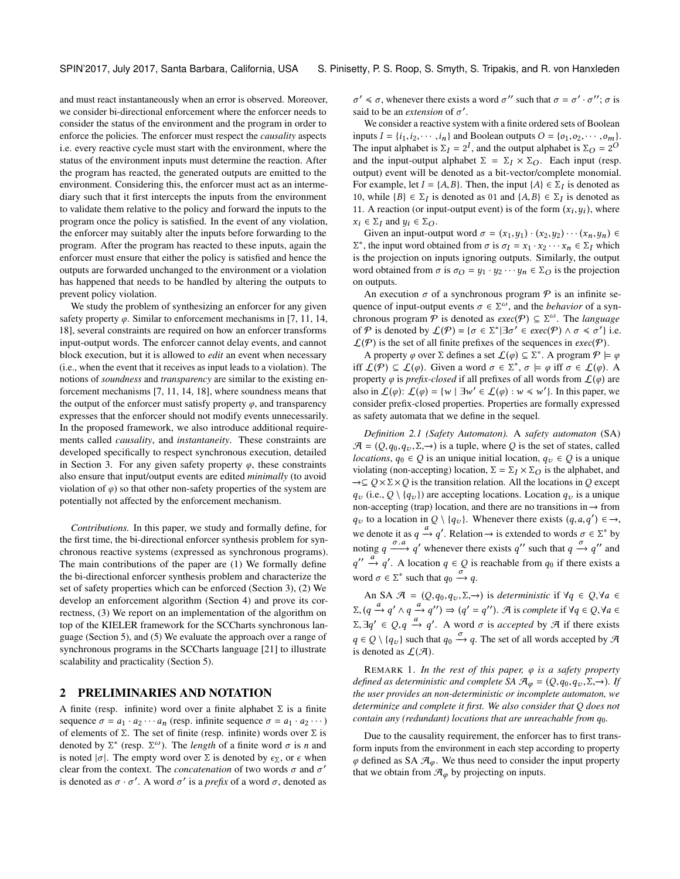and must react instantaneously when an error is observed. Moreover, we consider bi-directional enforcement where the enforcer needs to consider the status of the environment and the program in order to enforce the policies. The enforcer must respect the *causality* aspects i.e. every reactive cycle must start with the environment, where the status of the environment inputs must determine the reaction. After the program has reacted, the generated outputs are emitted to the environment. Considering this, the enforcer must act as an intermediary such that it first intercepts the inputs from the environment to validate them relative to the policy and forward the inputs to the program once the policy is satisfied. In the event of any violation, the enforcer may suitably alter the inputs before forwarding to the program. After the program has reacted to these inputs, again the enforcer must ensure that either the policy is satisfied and hence the outputs are forwarded unchanged to the environment or a violation has happened that needs to be handled by altering the outputs to prevent policy violation.

We study the problem of synthesizing an enforcer for any given safety property $\varphi$. Similar to enforcement mechanisms in [7, 11, 14, 18], several constraints are required on how an enforcer transforms input-output words. The enforcer cannot delay events, and cannot block execution, but it is allowed to *edit* an event when necessary (i.e., when the event that it receives as input leads to a violation). The notions of *soundness* and *transparency* are similar to the existing enforcement mechanisms [7, 11, 14, 18], where soundness means that the output of the enforcer must satisfy property $\varphi$, and transparency expresses that the enforcer should not modify events unnecessarily. In the proposed framework, we also introduce additional requirements called *causality*, and *instantaneity*. These constraints are developed specifically to respect synchronous execution, detailed in Section 3. For any given safety property $\varphi$, these constraints also ensure that input/output events are edited *minimally* (to avoid violation of $\varphi$) so that other non-safety properties of the system are potentially not affected by the enforcement mechanism.

*Contributions.* In this paper, we study and formally define, for the first time, the bi-directional enforcer synthesis problem for synchronous reactive systems (expressed as synchronous programs). The main contributions of the paper are (1) We formally define the bi-directional enforcer synthesis problem and characterize the set of safety properties which can be enforced (Section 3), (2) We develop an enforcement algorithm (Section 4) and prove its correctness, (3) We report on an implementation of the algorithm on top of the KIELER framework for the SCCharts synchronous language (Section 5), and (5) We evaluate the approach over a range of synchronous programs in the SCCharts language [21] to illustrate scalability and practicality (Section 5).

## 2 PRELIMINARIES AND NOTATION

A finite (resp. infinite) word over a finite alphabet $\Sigma$ is a finite sequence $\sigma = a_1 \cdot a_2 \cdots a_n$ (resp. infinite sequence $\sigma = a_1 \cdot a_2 \cdots$) of elements of $\Sigma$. The set of finite (resp. infinite) words over $\Sigma$ is denoted by $\Sigma^*$ (resp. $\Sigma^\omega$). The *length* of a finite word $\sigma$ is $n$ and is noted $|\sigma|$. The empty word over $\Sigma$ is denoted by $\epsilon_\Sigma$, or $\epsilon$ when clear from the context. The *concatenation* of two words $\sigma$ and $\sigma'$ is denoted as $\sigma \cdot \sigma'$. A word $\sigma'$ is a *prefix* of a word $\sigma$, denoted as $\sigma' \preccurlyeq \sigma$, whenever there exists a word $\sigma''$ such that $\sigma = \sigma' \cdot \sigma''$; $\sigma$ is said to be an *extension* of $\sigma'$.

We consider a reactive system with a finite ordered sets of Boolean inputs $I = \{i_1, i_2, \cdots, i_n\}$ and Boolean outputs $O = \{o_1, o_2, \cdots, o_m\}$. The input alphabet is $\Sigma_I = 2^I$, and the output alphabet is $\Sigma_O = 2^O$ and the input-output alphabet $\Sigma = \Sigma_I \times \Sigma_O$. Each input (resp. output) event will be denoted as a bit-vector/complete monomial. For example, let $I = \{A, B\}$. Then, the input $\{A\} \in \Sigma_I$ is denoted as 10, while $\{B\} \in \Sigma_I$ is denoted as 01 and $\{A, B\} \in \Sigma_I$ is denoted as 11. A reaction (or input-output event) is of the form $(x_i, y_i)$, where $x_i \in \Sigma_I$ and $y_i \in \Sigma_O$.

Given an input-output word $\sigma = (x_1, y_1) \cdot (x_2, y_2) \cdots (x_n, y_n) \in \Sigma^*$, the input word obtained from $\sigma$ is $\sigma_I = x_1 \cdot x_2 \cdots x_n \in \Sigma_I$ which is the projection on inputs ignoring outputs. Similarly, the output word obtained from $\sigma$ is $\sigma_O = y_1 \cdot y_2 \cdots y_n \in \Sigma_O$ is the projection on outputs.

An execution $\sigma$ of a synchronous program $\mathcal{P}$ is an infinite sequence of input-output events $\sigma \in \Sigma^\omega$, and the *behavior* of a synchronous program $\mathcal{P}$ is denoted as $exec(\mathcal{P}) \subseteq \Sigma^\omega$. The *language* of $\mathcal{P}$ is denoted by $\mathcal{L}(\mathcal{P}) = \{\sigma \in \Sigma^* | \exists \sigma' \in exec(\mathcal{P}) \wedge \sigma \preccurlyeq \sigma'\}$ i.e. $\mathcal{L}(\mathcal{P})$ is the set of all finite prefixes of the sequences in $exec(\mathcal{P})$.

A property $\varphi$ over $\Sigma$ defines a set $\mathcal{L}(\varphi) \subseteq \Sigma^*$. A program $\mathcal{P} \models \varphi$ iff $\mathcal{L}(\mathcal{P}) \subseteq \mathcal{L}(\varphi)$. Given a word $\sigma \in \Sigma^*$, $\sigma \models \varphi$ iff $\sigma \in \mathcal{L}(\varphi)$. A property $\varphi$ is *prefix-closed* if all prefixes of all words from $\mathcal{L}(\varphi)$ are also in $\mathcal{L}(\varphi)$: $\mathcal{L}(\varphi) = \{w \mid \exists w' \in \mathcal{L}(\varphi) : w \preccurlyeq w'\}$. In this paper, we consider prefix-closed properties. Properties are formally expressed as safety automata that we define in the sequel.

*Definition 2.1 (Safety Automaton).* A *safety automaton* (SA) $\mathcal{A} = (Q, q_0, q_v, \Sigma, \rightarrow)$ is a tuple, where $Q$ is the set of states, called *locations*, $q_0 \in Q$ is an unique initial location, $q_v \in Q$ is a unique violating (non-accepting) location, $\Sigma = \Sigma_I \times \Sigma_O$ is the alphabet, and $\rightarrow \subseteq Q \times \Sigma \times Q$ is the transition relation. All the locations in $Q$ except $q_v$ (i.e., $Q \setminus \{q_v\}$) are accepting locations. Location $q_v$ is a unique non-accepting (trap) location, and there are no transitions in $\rightarrow$ from $q_v$ to a location in $Q \setminus \{q_v\}$. Whenever there exists $(q, a, q') \in \rightarrow$, we denote it as $q \xrightarrow{a} q'$. Relation $\rightarrow$ is extended to words $\sigma \in \Sigma^*$ by noting $q \xrightarrow{\sigma.a} q'$ whenever there exists $q''$ such that $q \xrightarrow{\sigma} q''$ and $q'' \xrightarrow{a} q'$. A location $q \in Q$ is reachable from $q_0$ if there exists a word $\sigma \in \Sigma^*$ such that $q_0 \xrightarrow{\sigma} q$.

An SA $\mathcal{A} = (Q, q_0, q_v, \Sigma, \rightarrow)$ is *deterministic* if $\forall q \in Q, \forall a \in \Sigma, (q \xrightarrow{a} q' \wedge q \xrightarrow{a} q'') \Rightarrow (q' = q'')$. $\mathcal{A}$ is *complete* if $\forall q \in Q, \forall a \in \Sigma, \exists q' \in Q, q \xrightarrow{a} q'$. A word $\sigma$ is *accepted* by $\mathcal{A}$ if there exists $q \in Q \setminus \{q_v\}$ such that $q_0 \xrightarrow{\sigma} q$. The set of all words accepted by $\mathcal{A}$ is denoted as $\mathcal{L}(\mathcal{A})$.

REMARK 1. *In the rest of this paper, $\varphi$ is a safety property defined as deterministic and complete SA $\mathcal{A}_\varphi = (Q, q_0, q_v, \Sigma, \rightarrow)$. If the user provides an non-deterministic or incomplete automaton, we determinize and complete it first. We also consider that $Q$ does not contain any (redundant) locations that are unreachable from $q_0$.*

Due to the causality requirement, the enforcer has to first transform inputs from the environment in each step according to property $\varphi$ defined as SA $\mathcal{A}_\varphi$. We thus need to consider the input property that we obtain from $\mathcal{A}_\varphi$ by projecting on inputs.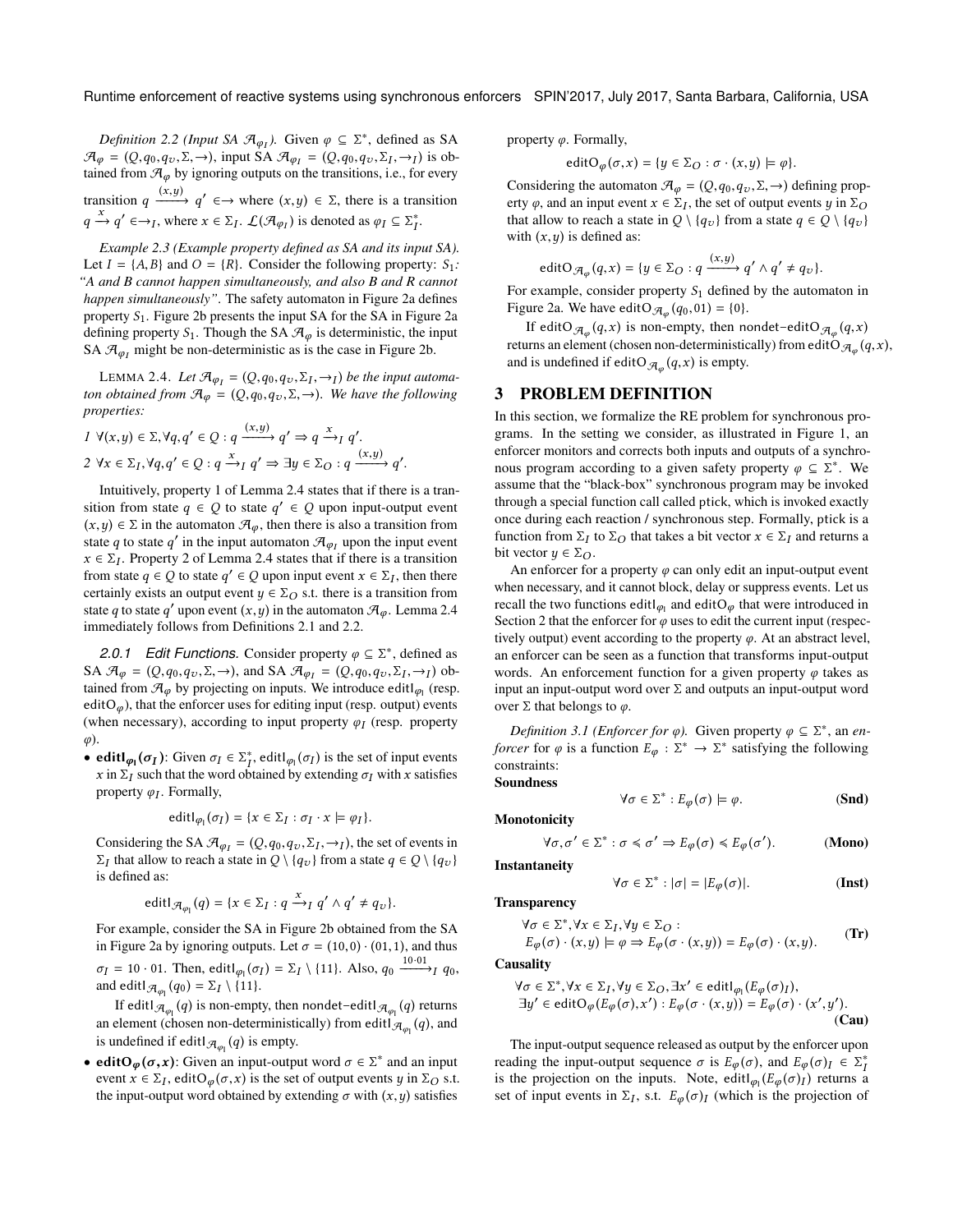*Definition 2.2 (Input SA $\mathcal{A}_{\varphi_I}$).* Given $\varphi \subseteq \Sigma^*$, defined as SA $\mathcal{A}_\varphi = (Q, q_0, q_v, \Sigma, \rightarrow)$, input SA $\mathcal{A}_{\varphi_I} = (Q, q_0, q_v, \Sigma_I, \rightarrow_I)$ is obtained from $\mathcal{A}_\varphi$ by ignoring outputs on the transitions, i.e., for every transition $q \xrightarrow{(x,y)} q' \in \rightarrow$ where $(x, y) \in \Sigma$, there is a transition $q \xrightarrow{x} q' \in \rightarrow_I$, where $x \in \Sigma_I$. $\mathcal{L}(\mathcal{A}_{\varphi_I})$ is denoted as $\varphi_I \subseteq \Sigma_I^*$.

*Example 2.3 (Example property defined as SA and its input SA).* Let $I = \{A, B\}$ and $O = \{R\}$. Consider the following property: $S_1$: *"A and B cannot happen simultaneously, and also B and R cannot happen simultaneously"*. The safety automaton in Figure 2a defines property $S_1$. Figure 2b presents the input SA for the SA in Figure 2a defining property $S_1$. Though the SA $\mathcal{A}_\varphi$ is deterministic, the input SA $\mathcal{A}_{\varphi_I}$ might be non-deterministic as is the case in Figure 2b.

LEMMA 2.4. *Let $\mathcal{A}_{\varphi_I} = (Q, q_0, q_v, \Sigma_I, \rightarrow_I)$ be the input automaton obtained from $\mathcal{A}_\varphi = (Q, q_0, q_v, \Sigma, \rightarrow)$. We have the following properties:*

*1* $\forall (x, y) \in \Sigma, \forall q, q' \in Q : q \xrightarrow{(x,y)} q' \Rightarrow q \xrightarrow{x}_I q'$.

*2* $\forall x \in \Sigma_I, \forall q, q' \in Q : q \xrightarrow{x}_I q' \Rightarrow \exists y \in \Sigma_O : q \xrightarrow{(x,y)} q'$.

Intuitively, property 1 of Lemma 2.4 states that if there is a transition from state $q \in Q$ to state $q' \in Q$ upon input-output event $(x, y) \in \Sigma$ in the automaton $\mathcal{A}_\varphi$, then there is also a transition from state $q$ to state $q'$ in the input automaton $\mathcal{A}_{\varphi_I}$ upon the input event $x \in \Sigma_I$. Property 2 of Lemma 2.4 states that if there is a transition from state $q \in Q$ to state $q' \in Q$ upon input event $x \in \Sigma_I$, then there certainly exists an output event $y \in \Sigma_O$ s.t. there is a transition from state $q$ to state $q'$ upon event $(x, y)$ in the automaton $\mathcal{A}_\varphi$. Lemma 2.4 immediately follows from Definitions 2.1 and 2.2.

#### 2.0.1 Edit Functions.

Consider property $\varphi \subseteq \Sigma^*$, defined as SA $\mathcal{A}_\varphi = (Q, q_0, q_v, \Sigma, \rightarrow)$, and SA $\mathcal{A}_{\varphi_I} = (Q, q_0, q_v, \Sigma_I, \rightarrow_I)$ obtained from $\mathcal{A}_\varphi$ by projecting on inputs. We introduce $\mathsf{editI}_{\varphi_I}$ (resp. $\mathsf{editO}_\varphi$), that the enforcer uses for editing input (resp. output) events (when necessary), according to input property $\varphi_I$ (resp. property $\varphi$).

- **$\mathsf{editI}_{\varphi_I}(\sigma_I)$**: Given $\sigma_I \in \Sigma_I^*$, $\mathsf{editI}_{\varphi_I}(\sigma_I)$ is the set of input events $x$ in $\Sigma_I$ such that the word obtained by extending $\sigma_I$ with $x$ satisfies property $\varphi_I$. Formally,

  $$\mathsf{editI}_{\varphi_I}(\sigma_I) = \{x \in \Sigma_I : \sigma_I \cdot x \models \varphi_I\}.$$

  Considering the SA $\mathcal{A}_{\varphi_I} = (Q, q_0, q_v, \Sigma_I, \rightarrow_I)$, the set of events in $\Sigma_I$ that allow to reach a state in $Q \setminus \{q_v\}$ from a state $q \in Q \setminus \{q_v\}$ is defined as:

  $$\mathsf{editI}_{\mathcal{A}_{\varphi_I}}(q) = \{x \in \Sigma_I : q \xrightarrow{x}_I q' \wedge q' \neq q_v\}.$$

  For example, consider the SA in Figure 2b obtained from the SA in Figure 2a by ignoring outputs. Let $\sigma = (10, 0) \cdot (01, 1)$, and thus $\sigma_I = 10 \cdot 01$. Then, $\mathsf{editI}_{\varphi_I}(\sigma_I) = \Sigma_I \setminus \{11\}$. Also, $q_0 \xrightarrow{10 \cdot 01}_I q_0$, and $\mathsf{editI}_{\mathcal{A}_{\varphi_I}}(q_0) = \Sigma_I \setminus \{11\}$.

  If $\mathsf{editI}_{\mathcal{A}_{\varphi_I}}(q)$ is non-empty, then $\mathsf{nondet\text{-}editI}_{\mathcal{A}_{\varphi_I}}(q)$ returns an element (chosen non-deterministically) from $\mathsf{editI}_{\mathcal{A}_{\varphi_I}}(q)$, and is undefined if $\mathsf{editI}_{\mathcal{A}_{\varphi_I}}(q)$ is empty.

- **$\mathsf{editO}_\varphi(\sigma, x)$**: Given an input-output word $\sigma \in \Sigma^*$ and an input event $x \in \Sigma_I$, $\mathsf{editO}_\varphi(\sigma, x)$ is the set of output events $y$ in $\Sigma_O$ s.t. the input-output word obtained by extending $\sigma$ with $(x, y)$ satisfies property $\varphi$. Formally,

  $$\mathsf{editO}_\varphi(\sigma, x) = \{y \in \Sigma_O : \sigma \cdot (x, y) \models \varphi\}.$$

  Considering the automaton $\mathcal{A}_\varphi = (Q, q_0, q_v, \Sigma, \rightarrow)$ defining property $\varphi$, and an input event $x \in \Sigma_I$, the set of output events $y$ in $\Sigma_O$ that allow to reach a state in $Q \setminus \{q_v\}$ from a state $q \in Q \setminus \{q_v\}$ with $(x, y)$ is defined as:

  $$\mathsf{editO}_{\mathcal{A}_\varphi}(q, x) = \{y \in \Sigma_O : q \xrightarrow{(x,y)} q' \wedge q' \neq q_v\}.$$

  For example, consider property $S_1$ defined by the automaton in Figure 2a. We have $\mathsf{editO}_{\mathcal{A}_\varphi}(q_0, 01) = \{0\}$.

  If $\mathsf{editO}_{\mathcal{A}_\varphi}(q, x)$ is non-empty, then $\mathsf{nondet\text{-}editO}_{\mathcal{A}_\varphi}(q, x)$ returns an element (chosen non-deterministically) from $\mathsf{editO}_{\mathcal{A}_\varphi}(q, x)$, and is undefined if $\mathsf{editO}_{\mathcal{A}_\varphi}(q, x)$ is empty.

## 3 PROBLEM DEFINITION

In this section, we formalize the RE problem for synchronous programs. In the setting we consider, as illustrated in Figure 1, an enforcer monitors and corrects both inputs and outputs of a synchronous program according to a given safety property $\varphi \subseteq \Sigma^*$. We assume that the "black-box" synchronous program may be invoked through a special function call called ptick, which is invoked exactly once during each reaction / synchronous step. Formally, ptick is a function from $\Sigma_I$ to $\Sigma_O$ that takes a bit vector $x \in \Sigma_I$ and returns a bit vector $y \in \Sigma_O$.

An enforcer for a property $\varphi$ can only edit an input-output event when necessary, and it cannot block, delay or suppress events. Let us recall the two functions $\mathsf{editI}_{\varphi_I}$ and $\mathsf{editO}_\varphi$ that were introduced in Section 2 that the enforcer for $\varphi$ uses to edit the current input (respectively output) event according to the property $\varphi$. At an abstract level, an enforcer can be seen as a function that transforms input-output words. An enforcement function for a given property $\varphi$ takes as input an input-output word over $\Sigma$ and outputs an input-output word over $\Sigma$ that belongs to $\varphi$.

*Definition 3.1 (Enforcer for $\varphi$).* Given property $\varphi \subseteq \Sigma^*$, an *enforcer* for $\varphi$ is a function $E_\varphi : \Sigma^* \rightarrow \Sigma^*$ satisfying the following constraints:

**Soundness**

$$\forall \sigma \in \Sigma^* : E_\varphi(\sigma) \models \varphi. \quad \textbf{(Snd)}$$

**Monotonicity**

$$\forall \sigma, \sigma' \in \Sigma^* : \sigma \preccurlyeq \sigma' \Rightarrow E_\varphi(\sigma) \preccurlyeq E_\varphi(\sigma'). \quad \textbf{(Mono)}$$

**Instantaneity**

$$\forall \sigma \in \Sigma^* : |\sigma| = |E_\varphi(\sigma)|. \quad \textbf{(Inst)}$$

**Transparency**

$$\begin{aligned}&\forall \sigma \in \Sigma^*, \forall x \in \Sigma_I, \forall y \in \Sigma_O : \\ &E_\varphi(\sigma) \cdot (x, y) \models \varphi \Rightarrow E_\varphi(\sigma \cdot (x, y)) = E_\varphi(\sigma) \cdot (x, y).\end{aligned} \quad \textbf{(Tr)}$$

**Causality**

$$\begin{aligned}&\forall \sigma \in \Sigma^*, \forall x \in \Sigma_I, \forall y \in \Sigma_O, \exists x' \in \mathsf{editI}_{\varphi_I}(E_\varphi(\sigma)_I), \\ &\exists y' \in \mathsf{editO}_\varphi(E_\varphi(\sigma), x') : E_\varphi(\sigma \cdot (x, y)) = E_\varphi(\sigma) \cdot (x', y').\end{aligned} \quad \textbf{(Cau)}$$

The input-output sequence released as output by the enforcer upon reading the input-output sequence $\sigma$ is $E_\varphi(\sigma)$, and $E_\varphi(\sigma)_I \in \Sigma_I^*$ is the projection on the inputs. Note, $\mathsf{editI}_{\varphi_I}(E_\varphi(\sigma)_I)$ returns a set of input events in $\Sigma_I$, s.t. $E_\varphi(\sigma)_I$ (which is the projection of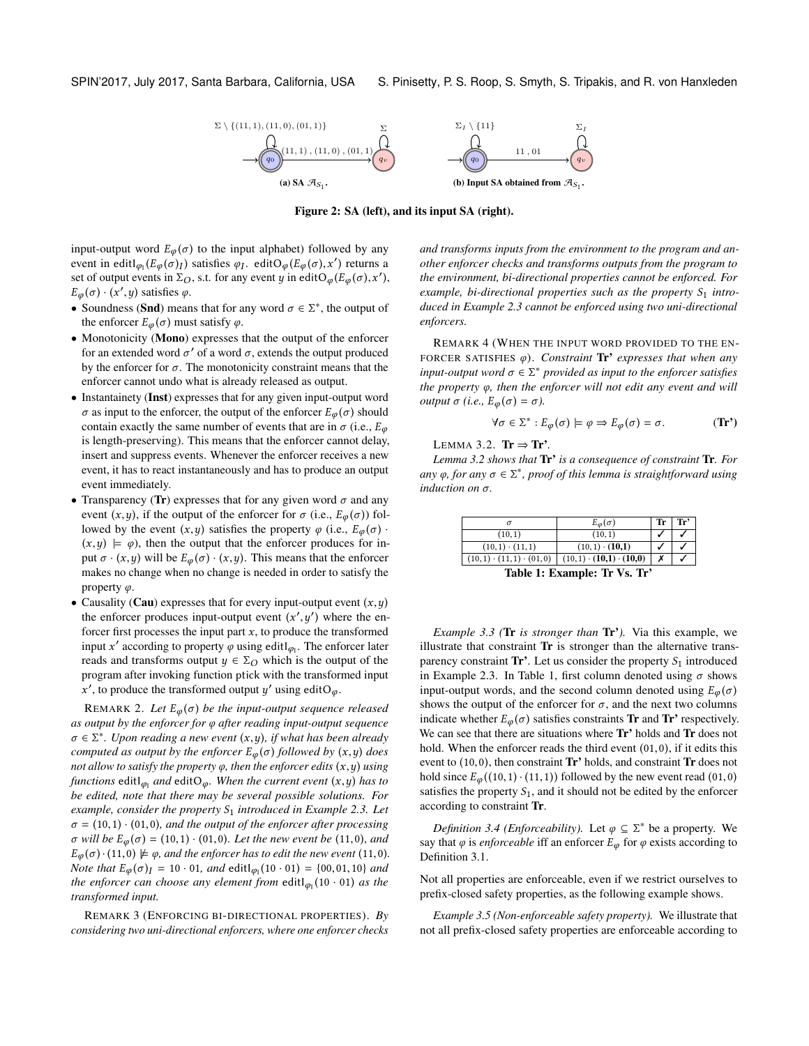Figure 2: SA (left), and its input SA (right).

(a) SA $\mathcal{A}_{S_1}$.

(b) Input SA obtained from $\mathcal{A}_{S_1}$.

input-output word $E_\varphi(\sigma)$ to the input alphabet) followed by any event in $\mathsf{editI}_{\varphi_I}(E_\varphi(\sigma)_I)$ satisfies $\varphi_I$. $\mathsf{editO}_\varphi(E_\varphi(\sigma), x')$ returns a set of output events in $\Sigma_O$, s.t. for any event $y$ in $\mathsf{editO}_\varphi(E_\varphi(\sigma), x')$, $E_\varphi(\sigma) \cdot (x', y)$ satisfies $\varphi$.

- Soundness (**Snd**) means that for any word $\sigma \in \Sigma^*$, the output of the enforcer $E_\varphi(\sigma)$ must satisfy $\varphi$.
- Monotonicity (**Mono**) expresses that the output of the enforcer for an extended word $\sigma'$ of a word $\sigma$, extends the output produced by the enforcer for $\sigma$. The monotonicity constraint means that the enforcer cannot undo what is already released as output.
- Instantainety (**Inst**) expresses that for any given input-output word $\sigma$ as input to the enforcer, the output of the enforcer $E_\varphi(\sigma)$ should contain exactly the same number of events that are in $\sigma$ (i.e., $E_\varphi$ is length-preserving). This means that the enforcer cannot delay, insert and suppress events. Whenever the enforcer receives a new event, it has to react instantaneously and has to produce an output event immediately.
- Transparency (**Tr**) expresses that for any given word $\sigma$ and any event $(x, y)$, if the output of the enforcer for $\sigma$ (i.e., $E_\varphi(\sigma)$) followed by the event $(x, y)$ satisfies the property $\varphi$ (i.e., $E_\varphi(\sigma) \cdot (x, y) \models \varphi$), then the output that the enforcer produces for input $\sigma \cdot (x, y)$ will be $E_\varphi(\sigma) \cdot (x, y)$. This means that the enforcer makes no change when no change is needed in order to satisfy the property $\varphi$.
- Causality (**Cau**) expresses that for every input-output event $(x, y)$ the enforcer produces input-output event $(x', y')$ where the enforcer first processes the input part $x$, to produce the transformed input $x'$ according to property $\varphi$ using $\mathsf{editI}_{\varphi_I}$. The enforcer later reads and transforms output $y \in \Sigma_O$ which is the output of the program after invoking function ptick with the transformed input $x'$, to produce the transformed output $y'$ using $\mathsf{editO}_\varphi$.

REMARK 2. *Let $E_\varphi(\sigma)$ be the input-output sequence released as output by the enforcer for $\varphi$ after reading input-output sequence $\sigma \in \Sigma^*$. Upon reading a new event $(x, y)$, if what has been already computed as output by the enforcer $E_\varphi(\sigma)$ followed by $(x, y)$ does not allow to satisfy the property $\varphi$, then the enforcer edits $(x, y)$ using functions $\mathsf{editI}_{\varphi_I}$ and $\mathsf{editO}_\varphi$. When the current event $(x, y)$ has to be edited, note that there may be several possible solutions. For example, consider the property $S_1$ introduced in Example 2.3. Let $\sigma = (10, 1) \cdot (01, 0)$, and the output of the enforcer after processing $\sigma$ will be $E_\varphi(\sigma) = (10, 1) \cdot (01, 0)$. Let the new event be $(11, 0)$, and $E_\varphi(\sigma) \cdot (11, 0) \not\models \varphi$, and the enforcer has to edit the new event $(11, 0)$. Note that $E_\varphi(\sigma)_I = 10 \cdot 01$, and $\mathsf{editI}_{\varphi_I}(10 \cdot 01) = \{00, 01, 10\}$ and the enforcer can choose any element from $\mathsf{editI}_{\varphi_I}(10 \cdot 01)$ as the transformed input.*

REMARK 3 (ENFORCING BI-DIRECTIONAL PROPERTIES). *By considering two uni-directional enforcers, where one enforcer checks and transforms inputs from the environment to the program and another enforcer checks and transforms outputs from the program to the environment, bi-directional properties cannot be enforced. For example, bi-directional properties such as the property $S_1$ introduced in Example 2.3 cannot be enforced using two uni-directional enforcers.*

REMARK 4 (WHEN THE INPUT WORD PROVIDED TO THE ENFORCER SATISFIES $\varphi$). *Constraint* **Tr'** *expresses that when any input-output word $\sigma \in \Sigma^*$ provided as input to the enforcer satisfies the property $\varphi$, then the enforcer will not edit any event and will output $\sigma$ (i.e., $E_\varphi(\sigma) = \sigma$).*

$$\forall \sigma \in \Sigma^* : E_\varphi(\sigma) \models \varphi \Rightarrow E_\varphi(\sigma) = \sigma. \qquad \textbf{(Tr')}$$

LEMMA 3.2. **Tr** $\Rightarrow$ **Tr'**.

*Lemma 3.2 shows that* **Tr'** *is a consequence of constraint* **Tr**. *For any $\varphi$, for any $\sigma \in \Sigma^*$, proof of this lemma is straightforward using induction on $\sigma$.*

| $\sigma$ | $E_\varphi(\sigma)$ | Tr | Tr' |
|---|---|---|---|
| $(10, 1)$ | $(10, 1)$ | ✓ | ✓ |
| $(10, 1) \cdot (11, 1)$ | $(10, 1) \cdot \mathbf{(10,1)}$ | ✓ | ✓ |
| $(10, 1) \cdot (11, 1) \cdot (01, 0)$ | $(10, 1) \cdot \mathbf{(10,1)} \cdot \mathbf{(10,0)}$ | ✗ | ✓ |

**Table 1: Example: Tr Vs. Tr'**

*Example 3.3 (**Tr** is stronger than **Tr'**).* Via this example, we illustrate that constraint **Tr** is stronger than the alternative transparency constraint **Tr'**. Let us consider the property $S_1$ introduced in Example 2.3. In Table 1, first column denoted using $\sigma$ shows input-output words, and the second column denoted using $E_\varphi(\sigma)$ shows the output of the enforcer for $\sigma$, and the next two columns indicate whether $E_\varphi(\sigma)$ satisfies constraints **Tr** and **Tr'** respectively. We can see that there are situations where **Tr'** holds and **Tr** does not hold. When the enforcer reads the third event $(01, 0)$, if it edits this event to $(10, 0)$, then constraint **Tr'** holds, and constraint **Tr** does not hold since $E_\varphi((10, 1) \cdot (11, 1))$ followed by the new event read $(01, 0)$ satisfies the property $S_1$, and it should not be edited by the enforcer according to constraint **Tr**.

*Definition 3.4 (Enforceability).* Let $\varphi \subseteq \Sigma^*$ be a property. We say that $\varphi$ is *enforceable* iff an enforcer $E_\varphi$ for $\varphi$ exists according to Definition 3.1.

Not all properties are enforceable, even if we restrict ourselves to prefix-closed safety properties, as the following example shows.

*Example 3.5 (Non-enforceable safety property).* We illustrate that not all prefix-closed safety properties are enforceable according to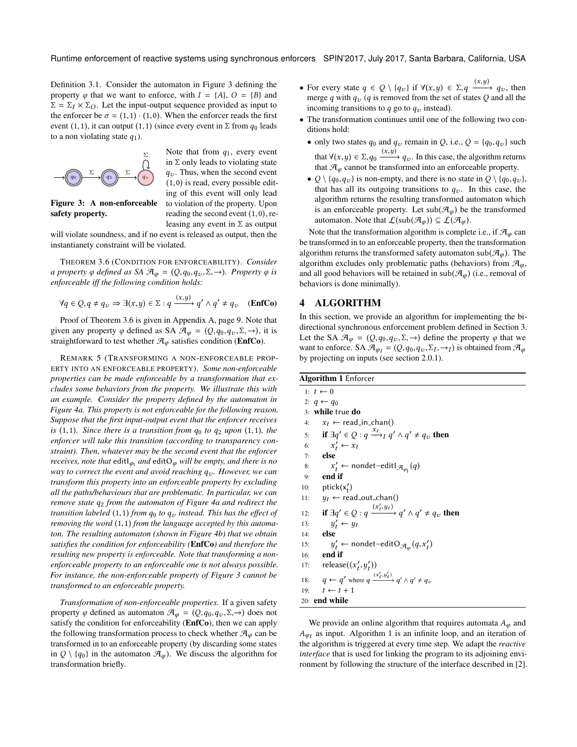Definition 3.1. Consider the automaton in Figure 3 defining the property $\varphi$ that we want to enforce, with $I = \{A\}$, $O = \{B\}$ and $\Sigma = \Sigma_I \times \Sigma_O$. Let the input-output sequence provided as input to the enforcer be $\sigma = (1,1) \cdot (1,0)$. When the enforcer reads the first event $(1,1)$, it can output $(1,1)$ (since every event in $\Sigma$ from $q_0$ leads to a non violating state $q_1$).

**Figure 3: A non-enforceable safety property.**

Note that from $q_1$, every event in $\Sigma$ only leads to violating state $q_v$. Thus, when the second event $(1,0)$ is read, every possible editing of this event will only lead to violation of the property. Upon reading the second event $(1,0)$, releasing any event in $\Sigma$ as output will violate soundness, and if no event is released as output, then the instantianety constraint will be violated.

THEOREM 3.6 (CONDITION FOR ENFORCEABILITY). *Consider a property $\varphi$ defined as SA $\mathcal{A}_\varphi = (Q, q_0, q_v, \Sigma, \rightarrow)$. Property $\varphi$ is enforceable iff the following condition holds:*

$$\forall q \in Q, q \neq q_v \Rightarrow \exists (x,y) \in \Sigma : q \xrightarrow{(x,y)} q' \wedge q' \neq q_v \quad \textbf{(EnfCo)}$$

Proof of Theorem 3.6 is given in Appendix A, page 9. Note that given any property $\varphi$ defined as SA $\mathcal{A}_\varphi = (Q, q_0, q_v, \Sigma, \rightarrow)$, it is straightforward to test whether $\mathcal{A}_\varphi$ satisfies condition (**EnfCo**).

REMARK 5 (TRANSFORMING A NON-ENFORCEABLE PROPERTY INTO AN ENFORCEABLE PROPERTY). *Some non-enforceable properties can be made enforceable by a transformation that excludes some behaviors from the property. We illustrate this with an example. Consider the property defined by the automaton in Figure 4a. This property is not enforceable for the following reason. Suppose that the first input-output event that the enforcer receives is $(1,1)$. Since there is a transition from $q_0$ to $q_2$ upon $(1,1)$, the enforcer will take this transition (according to transparency constraint). Then, whatever may be the second event that the enforcer receives, note that* $\mathsf{editI}_{\varphi_I}$ *and* $\mathsf{editO}_\varphi$ *will be empty, and there is no way to correct the event and avoid reaching $q_v$. However, we can transform this property into an enforceable property by excluding all the paths/behaviours that are problematic. In particular, we can remove state $q_2$ from the automaton of Figure 4a and redirect the transition labeled $(1,1)$ from $q_0$ to $q_v$ instead. This has the effect of removing the word $(1,1)$ from the language accepted by this automaton. The resulting automaton (shown in Figure 4b) that we obtain satisfies the condition for enforceability (**EnfCo**) and therefore the resulting new property is enforceable. Note that transforming a non-enforceable property to an enforceable one is not always possible. For instance, the non-enforceable property of Figure 3 cannot be transformed to an enforceable property.*

*Transformation of non-enforceable properties.* If a given safety property $\varphi$ defined as automaton $\mathcal{A}_\varphi = (Q, q_0, q_v, \Sigma, \rightarrow)$ does not satisfy the condition for enforceability (**EnfCo**), then we can apply the following transformation process to check whether $\mathcal{A}_\varphi$ can be transformed in to an enforceable property (by discarding some states in $Q \setminus \{q_0\}$ in the automaton $\mathcal{A}_\varphi$). We discuss the algorithm for transformation briefly.

- For every state $q \in Q \setminus \{q_v\}$ if $\forall (x,y) \in \Sigma, q \xrightarrow{(x,y)} q_v$, then merge $q$ with $q_v$ ($q$ is removed from the set of states $Q$ and all the incoming transitions to $q$ go to $q_v$ instead).
- The transformation continues until one of the following two conditions hold:
  - only two states $q_0$ and $q_v$ remain in $Q$, i.e., $Q = \{q_0, q_v\}$ such that $\forall (x,y) \in \Sigma, q_0 \xrightarrow{(x,y)} q_v$. In this case, the algorithm returns that $\mathcal{A}_\varphi$ cannot be transformed into an enforceable property.
  - $Q \setminus \{q_0, q_v\}$ is non-empty, and there is no state in $Q \setminus \{q_0, q_v\}$, that has all its outgoing transitions to $q_v$. In this case, the algorithm returns the resulting transformed automaton which is an enforceable property. Let $\mathsf{sub}(\mathcal{A}_\varphi)$ be the transformed automaton. Note that $\mathcal{L}(\mathsf{sub}(\mathcal{A}_\varphi)) \subseteq \mathcal{L}(\mathcal{A}_\varphi)$.

Note that the transformation algorithm is complete i.e., if $\mathcal{A}_\varphi$ can be transformed in to an enforceable property, then the transformation algorithm returns the transformed safety automaton $\mathsf{sub}(\mathcal{A}_\varphi)$. The algorithm excludes only problematic paths (behaviors) from $\mathcal{A}_\varphi$, and all good behaviors will be retained in $\mathsf{sub}(\mathcal{A}_\varphi)$ (i.e., removal of behaviors is done minimally).

# 4 ALGORITHM

In this section, we provide an algorithm for implementing the bi-directional synchronous enforcement problem defined in Section 3. Let the SA $\mathcal{A}_\varphi = (Q, q_0, q_v, \Sigma, \rightarrow)$ define the property $\varphi$ that we want to enforce. SA $\mathcal{A}_{\varphi_I} = (Q, q_0, q_v, \Sigma_I, \rightarrow_I)$ is obtained from $\mathcal{A}_\varphi$ by projecting on inputs (see section 2.0.1).

**Algorithm 1** Enforcer

```
1:  t ← 0
2:  q ← q_0
3:  while true do
4:      x_t ← read_in_chan()
5:      if ∃q' ∈ Q : q --x_t-->_I q' ∧ q' ≠ q_v then
6:          x'_t ← x_t
7:      else
8:          x'_t ← nondet-editI_{A_{φI}}(q)
9:      end if
10:     ptick(x'_t)
11:     y_t ← read_out_chan()
12:     if ∃q' ∈ Q : q --(x'_t, y_t)--> q' ∧ q' ≠ q_v then
13:         y'_t ← y_t
14:     else
15:         y'_t ← nondet-editO_{A_φ}(q, x'_t)
16:     end if
17:     release((x'_t, y'_t))
18:     q ← q' where q --(x'_t, y'_t)--> q' ∧ q' ≠ q_v
19:     t ← t + 1
20: end while
```

We provide an online algorithm that requires automata $A_\varphi$ and $A_{\varphi_I}$ as input. Algorithm 1 is an infinite loop, and an iteration of the algorithm is triggered at every time step. We adapt the *reactive interface* that is used for linking the program to its adjoining environment by following the structure of the interface described in [2].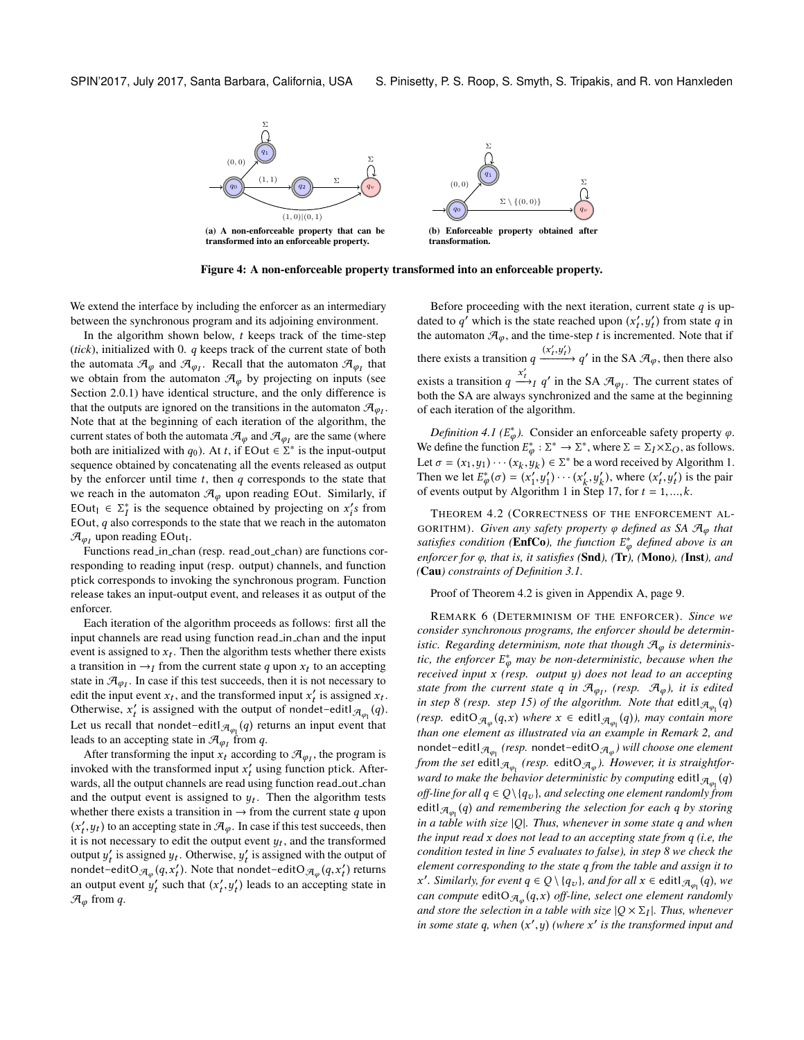(a) A non-enforceable property that can be transformed into an enforceable property.

(b) Enforceable property obtained after transformation.

Figure 4: A non-enforceable property transformed into an enforceable property.

We extend the interface by including the enforcer as an intermediary between the synchronous program and its adjoining environment.

In the algorithm shown below, $t$ keeps track of the time-step (*tick*), initialized with 0. $q$ keeps track of the current state of both the automata $\mathcal{A}_\varphi$ and $\mathcal{A}_{\varphi_I}$. Recall that the automaton $\mathcal{A}_{\varphi_I}$ that we obtain from the automaton $\mathcal{A}_\varphi$ by projecting on inputs (see Section 2.0.1) have identical structure, and the only difference is that the outputs are ignored on the transitions in the automaton $\mathcal{A}_{\varphi_I}$. Note that at the beginning of each iteration of the algorithm, the current states of both the automata $\mathcal{A}_\varphi$ and $\mathcal{A}_{\varphi_I}$ are the same (where both are initialized with $q_0$). At $t$, if $\mathsf{EOut} \in \Sigma^*$ is the input-output sequence obtained by concatenating all the events released as output by the enforcer until time $t$, then $q$ corresponds to the state that we reach in the automaton $\mathcal{A}_\varphi$ upon reading $\mathsf{EOut}$. Similarly, if $\mathsf{EOut_I} \in \Sigma_I^*$ is the sequence obtained by projecting on $x'_t$s from $\mathsf{EOut}$, $q$ also corresponds to the state that we reach in the automaton $\mathcal{A}_{\varphi_I}$ upon reading $\mathsf{EOut_I}$.

Functions read_in_chan (resp. read_out_chan) are functions corresponding to reading input (resp. output) channels, and function ptick corresponds to invoking the synchronous program. Function release takes an input-output event, and releases it as output of the enforcer.

Each iteration of the algorithm proceeds as follows: first all the input channels are read using function read_in_chan and the input event is assigned to $x_t$. Then the algorithm tests whether there exists a transition in $\rightarrow_I$ from the current state $q$ upon $x_t$ to an accepting state in $\mathcal{A}_{\varphi_I}$. In case if this test succeeds, then it is not necessary to edit the input event $x_t$, and the transformed input $x'_t$ is assigned $x_t$. Otherwise, $x'_t$ is assigned with the output of $\mathsf{nondet\text{-}editI}_{\mathcal{A}_{\varphi_I}}(q)$. Let us recall that $\mathsf{nondet\text{-}editI}_{\mathcal{A}_{\varphi_I}}(q)$ returns an input event that leads to an accepting state in $\mathcal{A}_{\varphi_I}$ from $q$.

After transforming the input $x_t$ according to $\mathcal{A}_{\varphi_I}$, the program is invoked with the transformed input $x'_t$ using function ptick. Afterwards, all the output channels are read using function read_out_chan and the output event is assigned to $y_t$. Then the algorithm tests whether there exists a transition in $\rightarrow$ from the current state $q$ upon $(x'_t, y_t)$ to an accepting state in $\mathcal{A}_\varphi$. In case if this test succeeds, then it is not necessary to edit the output event $y_t$, and the transformed output $y'_t$ is assigned $y_t$. Otherwise, $y'_t$ is assigned with the output of $\mathsf{nondet\text{-}editO}_{\mathcal{A}_\varphi}(q, x'_t)$. Note that $\mathsf{nondet\text{-}editO}_{\mathcal{A}_\varphi}(q, x'_t)$ returns an output event $y'_t$ such that $(x'_t, y'_t)$ leads to an accepting state in $\mathcal{A}_\varphi$ from $q$.

Before proceeding with the next iteration, current state $q$ is updated to $q'$ which is the state reached upon $(x'_t, y'_t)$ from state $q$ in the automaton $\mathcal{A}_\varphi$, and the time-step $t$ is incremented. Note that if there exists a transition $q \xrightarrow{(x'_t, y'_t)} q'$ in the SA $\mathcal{A}_\varphi$, then there also exists a transition $q \xrightarrow{x'_t}_I q'$ in the SA $\mathcal{A}_{\varphi_I}$. The current states of both the SA are always synchronized and the same at the beginning of each iteration of the algorithm.

*Definition 4.1 ($E^*_\varphi$).* Consider an enforceable safety property $\varphi$. We define the function $E^*_\varphi : \Sigma^* \rightarrow \Sigma^*$, where $\Sigma = \Sigma_I \times \Sigma_O$, as follows. Let $\sigma = (x_1, y_1) \cdots (x_k, y_k) \in \Sigma^*$ be a word received by Algorithm 1. Then we let $E^*_\varphi(\sigma) = (x'_1, y'_1) \cdots (x'_k, y'_k)$, where $(x'_t, y'_t)$ is the pair of events output by Algorithm 1 in Step 17, for $t = 1, ..., k$.

Theorem 4.2 (Correctness of the enforcement algorithm). *Given any safety property $\varphi$ defined as SA $\mathcal{A}_\varphi$ that satisfies condition (**EnfCo**), the function $E^*_\varphi$ defined above is an enforcer for $\varphi$, that is, it satisfies (**Snd**), (**Tr**), (**Mono**), (**Inst**), and (**Cau**) constraints of Definition 3.1.*

Proof of Theorem 4.2 is given in Appendix A, page 9.

Remark 6 (Determinism of the enforcer). *Since we consider synchronous programs, the enforcer should be deterministic. Regarding determinism, note that though $\mathcal{A}_\varphi$ is deterministic, the enforcer $E^*_\varphi$ may be non-deterministic, because when the received input $x$ (resp. output $y$) does not lead to an accepting state from the current state $q$ in $\mathcal{A}_{\varphi_I}$, (resp. $\mathcal{A}_\varphi$), it is edited in step 8 (resp. step 15) of the algorithm. Note that $\mathsf{editI}_{\mathcal{A}_{\varphi_I}}(q)$ (resp. $\mathsf{editO}_{\mathcal{A}_\varphi}(q, x)$ where $x \in \mathsf{editI}_{\mathcal{A}_{\varphi_I}}(q)$), may contain more than one element as illustrated via an example in Remark 2, and $\mathsf{nondet\text{-}editI}_{\mathcal{A}_{\varphi_I}}$ (resp. $\mathsf{nondet\text{-}editO}_{\mathcal{A}_\varphi}$) will choose one element from the set $\mathsf{editI}_{\mathcal{A}_{\varphi_I}}$ (resp. $\mathsf{editO}_{\mathcal{A}_\varphi}$). However, it is straightforward to make the behavior deterministic by computing $\mathsf{editI}_{\mathcal{A}_{\varphi_I}}(q)$ off-line for all $q \in Q \setminus \{q_v\}$, and selecting one element randomly from $\mathsf{editI}_{\mathcal{A}_{\varphi_I}}(q)$ and remembering the selection for each $q$ by storing in a table with size $|Q|$. Thus, whenever in some state $q$ and when the input read $x$ does not lead to an accepting state from $q$ (i.e, the condition tested in line 5 evaluates to false), in step 8 we check the element corresponding to the state $q$ from the table and assign it to $x'$. Similarly, for event $q \in Q \setminus \{q_v\}$, and for all $x \in \mathsf{editI}_{\mathcal{A}_{\varphi_I}}(q)$, we can compute $\mathsf{editO}_{\mathcal{A}_\varphi}(q, x)$ off-line, select one element randomly and store the selection in a table with size $|Q \times \Sigma_I|$. Thus, whenever in some state $q$, when $(x', y)$ (where $x'$ is the transformed input and*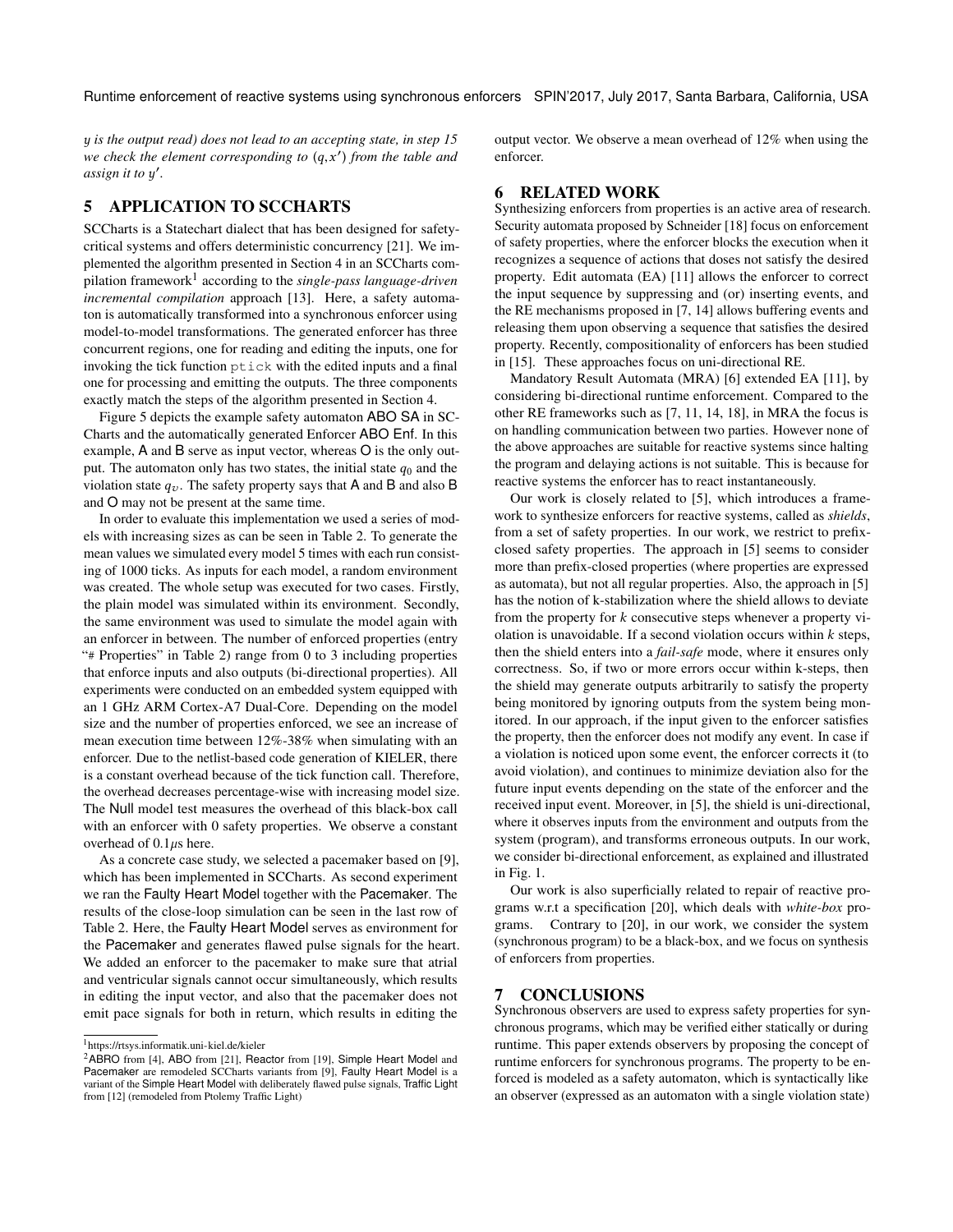*y is the output read) does not lead to an accepting state, in step 15 we check the element corresponding to $(q, x')$ from the table and assign it to $y'$.*

## 5 APPLICATION TO SCCHARTS

SCCharts is a Statechart dialect that has been designed for safety-critical systems and offers deterministic concurrency [21]. We implemented the algorithm presented in Section 4 in an SCCharts compilation framework[1] according to the *single-pass language-driven incremental compilation* approach [13]. Here, a safety automaton is automatically transformed into a synchronous enforcer using model-to-model transformations. The generated enforcer has three concurrent regions, one for reading and editing the inputs, one for invoking the tick function `ptick` with the edited inputs and a final one for processing and emitting the outputs. The three components exactly match the steps of the algorithm presented in Section 4.

Figure 5 depicts the example safety automaton ABO SA in SCCharts and the automatically generated Enforcer ABO Enf. In this example, A and B serve as input vector, whereas O is the only output. The automaton only has two states, the initial state $q_0$ and the violation state $q_v$. The safety property says that A and B and also B and O may not be present at the same time.

In order to evaluate this implementation we used a series of models with increasing sizes as can be seen in Table 2. To generate the mean values we simulated every model 5 times with each run consisting of 1000 ticks. As inputs for each model, a random environment was created. The whole setup was executed for two cases. Firstly, the plain model was simulated within its environment. Secondly, the same environment was used to simulate the model again with an enforcer in between. The number of enforced properties (entry "# Properties" in Table 2) range from 0 to 3 including properties that enforce inputs and also outputs (bi-directional properties). All experiments were conducted on an embedded system equipped with an 1 GHz ARM Cortex-A7 Dual-Core. Depending on the model size and the number of properties enforced, we see an increase of mean execution time between 12%-38% when simulating with an enforcer. Due to the netlist-based code generation of KIELER, there is a constant overhead because of the tick function call. Therefore, the overhead decreases percentage-wise with increasing model size. The Null model test measures the overhead of this black-box call with an enforcer with 0 safety properties. We observe a constant overhead of 0.1$\mu$s here.

As a concrete case study, we selected a pacemaker based on [9], which has been implemented in SCCharts. As second experiment we ran the Faulty Heart Model together with the Pacemaker. The results of the close-loop simulation can be seen in the last row of Table 2. Here, the Faulty Heart Model serves as environment for the Pacemaker and generates flawed pulse signals for the heart. We added an enforcer to the pacemaker to make sure that atrial and ventricular signals cannot occur simultaneously, which results in editing the input vector, and also that the pacemaker does not emit pace signals for both in return, which results in editing the output vector. We observe a mean overhead of 12% when using the enforcer.

[1] https://rtsys.informatik.uni-kiel.de/kieler

[2] ABRO from [4], ABO from [21], Reactor from [19], Simple Heart Model and Pacemaker are remodeled SCCharts variants from [9], Faulty Heart Model is a variant of the Simple Heart Model with deliberately flawed pulse signals, Traffic Light from [12] (remodeled from Ptolemy Traffic Light)

## 6 RELATED WORK

Synthesizing enforcers from properties is an active area of research. Security automata proposed by Schneider [18] focus on enforcement of safety properties, where the enforcer blocks the execution when it recognizes a sequence of actions that doses not satisfy the desired property. Edit automata (EA) [11] allows the enforcer to correct the input sequence by suppressing and (or) inserting events, and the RE mechanisms proposed in [7, 14] allows buffering events and releasing them upon observing a sequence that satisfies the desired property. Recently, compositionality of enforcers has been studied in [15]. These approaches focus on uni-directional RE.

Mandatory Result Automata (MRA) [6] extended EA [11], by considering bi-directional runtime enforcement. Compared to the other RE frameworks such as [7, 11, 14, 18], in MRA the focus is on handling communication between two parties. However none of the above approaches are suitable for reactive systems since halting the program and delaying actions is not suitable. This is because for reactive systems the enforcer has to react instantaneously.

Our work is closely related to [5], which introduces a framework to synthesize enforcers for reactive systems, called as *shields*, from a set of safety properties. In our work, we restrict to prefix-closed safety properties. The approach in [5] seems to consider more than prefix-closed properties (where properties are expressed as automata), but not all regular properties. Also, the approach in [5] has the notion of k-stabilization where the shield allows to deviate from the property for *k* consecutive steps whenever a property violation is unavoidable. If a second violation occurs within *k* steps, then the shield enters into a *fail-safe* mode, where it ensures only correctness. So, if two or more errors occur within k-steps, then the shield may generate outputs arbitrarily to satisfy the property being monitored by ignoring outputs from the system being monitored. In our approach, if the input given to the enforcer satisfies the property, then the enforcer does not modify any event. In case if a violation is noticed upon some event, the enforcer corrects it (to avoid violation), and continues to minimize deviation also for the future input events depending on the state of the enforcer and the received input event. Moreover, in [5], the shield is uni-directional, where it observes inputs from the environment and outputs from the system (program), and transforms erroneous outputs. In our work, we consider bi-directional enforcement, as explained and illustrated in Fig. 1.

Our work is also superficially related to repair of reactive programs w.r.t a specification [20], which deals with *white-box* programs. Contrary to [20], in our work, we consider the system (synchronous program) to be a black-box, and we focus on synthesis of enforcers from properties.

## 7 CONCLUSIONS

Synchronous observers are used to express safety properties for synchronous programs, which may be verified either statically or during runtime. This paper extends observers by proposing the concept of runtime enforcers for synchronous programs. The property to be enforced is modeled as a safety automaton, which is syntactically like an observer (expressed as an automaton with a single violation state)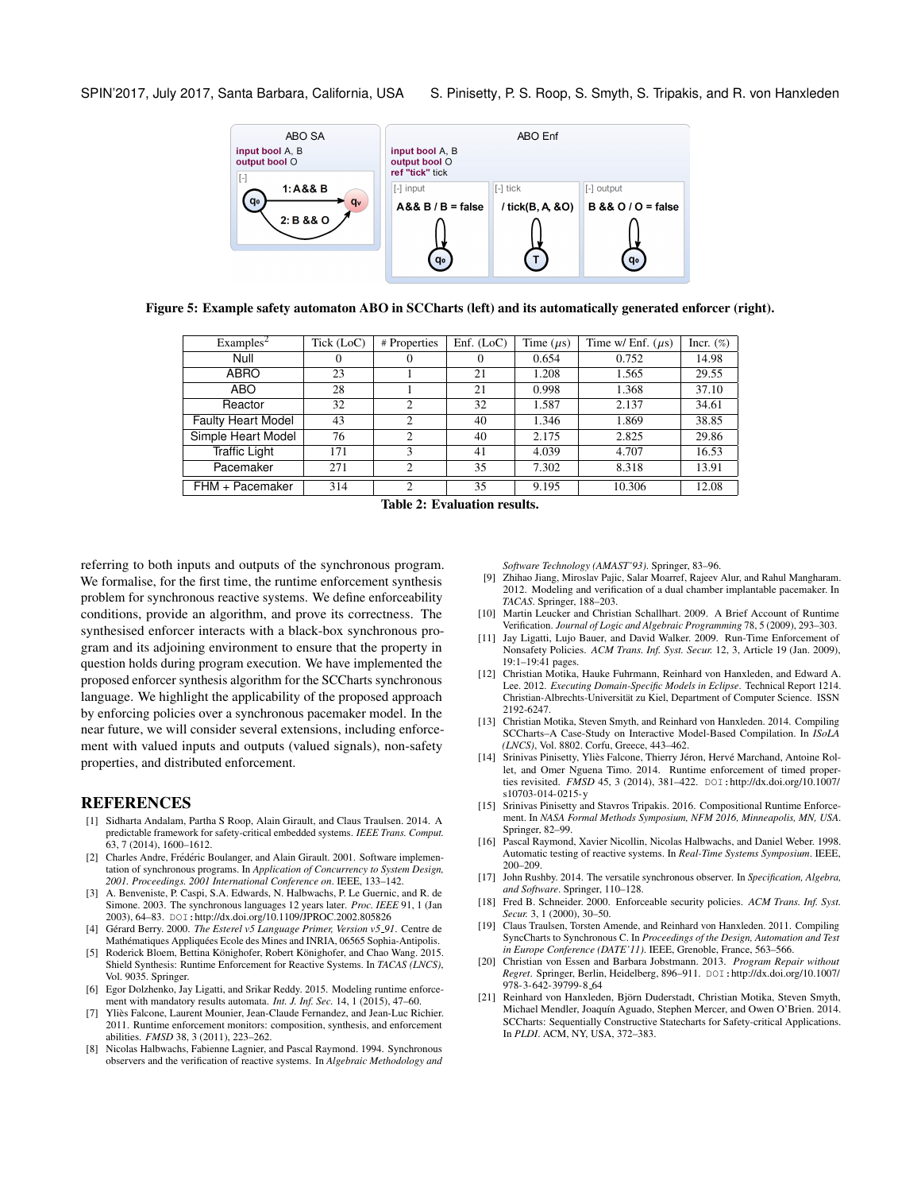Figure 5: Example safety automaton ABO in SCCharts (left) and its automatically generated enforcer (right).

| Examples[2] | Tick (LoC) | # Properties | Enf. (LoC) | Time ($\mu$s) | Time w/ Enf. ($\mu$s) | Incr. (%) |
|---|---|---|---|---|---|---|
| Null | 0 | 0 | 0 | 0.654 | 0.752 | 14.98 |
| ABRO | 23 | 1 | 21 | 1.208 | 1.565 | 29.55 |
| ABO | 28 | 1 | 21 | 0.998 | 1.368 | 37.10 |
| Reactor | 32 | 2 | 32 | 1.587 | 2.137 | 34.61 |
| Faulty Heart Model | 43 | 2 | 40 | 1.346 | 1.869 | 38.85 |
| Simple Heart Model | 76 | 2 | 40 | 2.175 | 2.825 | 29.86 |
| Traffic Light | 171 | 3 | 41 | 4.039 | 4.707 | 16.53 |
| Pacemaker | 271 | 2 | 35 | 7.302 | 8.318 | 13.91 |
| FHM + Pacemaker | 314 | 2 | 35 | 9.195 | 10.306 | 12.08 |

Table 2: Evaluation results.

referring to both inputs and outputs of the synchronous program. We formalise, for the first time, the runtime enforcement synthesis problem for synchronous reactive systems. We define enforceability conditions, provide an algorithm, and prove its correctness. The synthesised enforcer interacts with a black-box synchronous program and its adjoining environment to ensure that the property in question holds during program execution. We have implemented the proposed enforcer synthesis algorithm for the SCCharts synchronous language. We highlight the applicability of the proposed approach by enforcing policies over a synchronous pacemaker model. In the near future, we will consider several extensions, including enforcement with valued inputs and outputs (valued signals), non-safety properties, and distributed enforcement.

## REFERENCES

[1] Sidharta Andalam, Partha S Roop, Alain Girault, and Claus Traulsen. 2014. A predictable framework for safety-critical embedded systems. *IEEE Trans. Comput.* 63, 7 (2014), 1600–1612.

[2] Charles Andre, Frédéric Boulanger, and Alain Girault. 2001. Software implementation of synchronous programs. In *Application of Concurrency to System Design, 2001. Proceedings. 2001 International Conference on*. IEEE, 133–142.

[3] A. Benveniste, P. Caspi, S.A. Edwards, N. Halbwachs, P. Le Guernic, and R. de Simone. 2003. The synchronous languages 12 years later. *Proc. IEEE* 91, 1 (Jan 2003), 64–83. DOI: http://dx.doi.org/10.1109/JPROC.2002.805826

[4] Gérard Berry. 2000. *The Esterel v5 Language Primer, Version v5_91*. Centre de Mathématiques Appliquées Ecole des Mines and INRIA, 06565 Sophia-Antipolis.

[5] Roderick Bloem, Bettina Könighofer, Robert Könighofer, and Chao Wang. 2015. Shield Synthesis: Runtime Enforcement for Reactive Systems. In *TACAS (LNCS)*, Vol. 9035. Springer.

[6] Egor Dolzhenko, Jay Ligatti, and Srikar Reddy. 2015. Modeling runtime enforcement with mandatory results automata. *Int. J. Inf. Sec.* 14, 1 (2015), 47–60.

[7] Yliès Falcone, Laurent Mounier, Jean-Claude Fernandez, and Jean-Luc Richier. 2011. Runtime enforcement monitors: composition, synthesis, and enforcement abilities. *FMSD* 38, 3 (2011), 223–262.

[8] Nicolas Halbwachs, Fabienne Lagnier, and Pascal Raymond. 1994. Synchronous observers and the verification of reactive systems. In *Algebraic Methodology and Software Technology (AMAST'93)*. Springer, 83–96.

[9] Zhihao Jiang, Miroslav Pajic, Salar Moarref, Rajeev Alur, and Rahul Mangharam. 2012. Modeling and verification of a dual chamber implantable pacemaker. In *TACAS*. Springer, 188–203.

[10] Martin Leucker and Christian Schallhart. 2009. A Brief Account of Runtime Verification. *Journal of Logic and Algebraic Programming* 78, 5 (2009), 293–303.

[11] Jay Ligatti, Lujo Bauer, and David Walker. 2009. Run-Time Enforcement of Nonsafety Policies. *ACM Trans. Inf. Syst. Secur.* 12, 3, Article 19 (Jan. 2009), 19:1–19:41 pages.

[12] Christian Motika, Hauke Fuhrmann, Reinhard von Hanxleden, and Edward A. Lee. 2012. *Executing Domain-Specific Models in Eclipse*. Technical Report 1214. Christian-Albrechts-Universität zu Kiel, Department of Computer Science. ISSN 2192-6247.

[13] Christian Motika, Steven Smyth, and Reinhard von Hanxleden. 2014. Compiling SCCharts–A Case-Study on Interactive Model-Based Compilation. In *ISoLA (LNCS)*, Vol. 8802. Corfu, Greece, 443–462.

[14] Srinivas Pinisetty, Yliès Falcone, Thierry Jéron, Hervé Marchand, Antoine Rollet, and Omer Nguena Timo. 2014. Runtime enforcement of timed properties revisited. *FMSD* 45, 3 (2014), 381–422. DOI: http://dx.doi.org/10.1007/s10703-014-0215-y

[15] Srinivas Pinisetty and Stavros Tripakis. 2016. Compositional Runtime Enforcement. In *NASA Formal Methods Symposium, NFM 2016, Minneapolis, MN, USA*. Springer, 82–99.

[16] Pascal Raymond, Xavier Nicollin, Nicolas Halbwachs, and Daniel Weber. 1998. Automatic testing of reactive systems. In *Real-Time Systems Symposium*. IEEE, 200–209.

[17] John Rushby. 2014. The versatile synchronous observer. In *Specification, Algebra, and Software*. Springer, 110–128.

[18] Fred B. Schneider. 2000. Enforceable security policies. *ACM Trans. Inf. Syst. Secur.* 3, 1 (2000), 30–50.

[19] Claus Traulsen, Torsten Amende, and Reinhard von Hanxleden. 2011. Compiling SyncCharts to Synchronous C. In *Proceedings of the Design, Automation and Test in Europe Conference (DATE'11)*. IEEE, Grenoble, France, 563–566.

[20] Christian von Essen and Barbara Jobstmann. 2013. *Program Repair without Regret*. Springer, Berlin, Heidelberg, 896–911. DOI: http://dx.doi.org/10.1007/978-3-642-39799-8_64

[21] Reinhard von Hanxleden, Björn Duderstadt, Christian Motika, Steven Smyth, Michael Mendler, Joaquín Aguado, Stephen Mercer, and Owen O'Brien. 2014. SCCharts: Sequentially Constructive Statecharts for Safety-critical Applications. In *PLDI*. ACM, NY, USA, 372–383.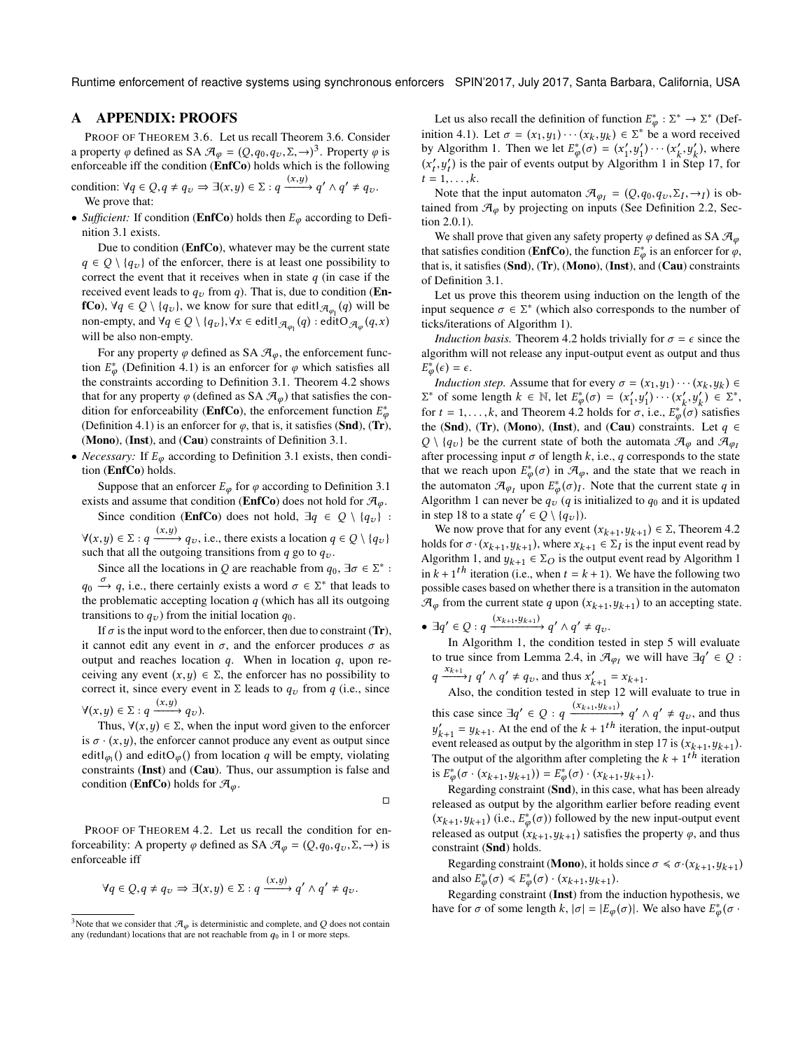## A APPENDIX: PROOFS

PROOF OF THEOREM 3.6. Let us recall Theorem 3.6. Consider a property $\varphi$ defined as SA $\mathcal{A}_\varphi = (Q, q_0, q_v, \Sigma, \rightarrow)$[3]. Property $\varphi$ is enforceable iff the condition (**EnfCo**) holds which is the following condition: $\forall q \in Q, q \neq q_v \Rightarrow \exists (x,y) \in \Sigma : q \xrightarrow{(x,y)} q' \wedge q' \neq q_v$.

We prove that:

- *Sufficient:* If condition (**EnfCo**) holds then $E_\varphi$ according to Definition 3.1 exists.

  Due to condition (**EnfCo**), whatever may be the current state $q \in Q \setminus \{q_v\}$ of the enforcer, there is at least one possibility to correct the event that it receives when in state $q$ (in case if the received event leads to $q_v$ from $q$). That is, due to condition (**EnfCo**), $\forall q \in Q \setminus \{q_v\}$, we know for sure that $\text{editI}_{\mathcal{A}_{\varphi_I}}(q)$ will be non-empty, and $\forall q \in Q \setminus \{q_v\}, \forall x \in \text{editI}_{\mathcal{A}_{\varphi_I}}(q) : \text{editO}_{\mathcal{A}_\varphi}(q,x)$ will be also non-empty.

  For any property $\varphi$ defined as SA $\mathcal{A}_\varphi$, the enforcement function $E^*_\varphi$ (Definition 4.1) is an enforcer for $\varphi$ which satisfies all the constraints according to Definition 3.1. Theorem 4.2 shows that for any property $\varphi$ (defined as SA $\mathcal{A}_\varphi$) that satisfies the condition for enforceability (**EnfCo**), the enforcement function $E^*_\varphi$ (Definition 4.1) is an enforcer for $\varphi$, that is, it satisfies (**Snd**), (**Tr**), (**Mono**), (**Inst**), and (**Cau**) constraints of Definition 3.1.

- *Necessary:* If $E_\varphi$ according to Definition 3.1 exists, then condition (**EnfCo**) holds.

  Suppose that an enforcer $E_\varphi$ for $\varphi$ according to Definition 3.1 exists and assume that condition (**EnfCo**) does not hold for $\mathcal{A}_\varphi$.

  Since condition (**EnfCo**) does not hold, $\exists q \in Q \setminus \{q_v\} : \forall (x,y) \in \Sigma : q \xrightarrow{(x,y)} q_v$, i.e., there exists a location $q \in Q \setminus \{q_v\}$ such that all the outgoing transitions from $q$ go to $q_v$.

  Since all the locations in $Q$ are reachable from $q_0$, $\exists \sigma \in \Sigma^* : q_0 \xrightarrow{\sigma} q$, i.e., there certainly exists a word $\sigma \in \Sigma^*$ that leads to the problematic accepting location $q$ (which has all its outgoing transitions to $q_v$) from the initial location $q_0$.

  If $\sigma$ is the input word to the enforcer, then due to constraint (**Tr**), it cannot edit any event in $\sigma$, and the enforcer produces $\sigma$ as output and reaches location $q$. When in location $q$, upon receiving any event $(x,y) \in \Sigma$, the enforcer has no possibility to correct it, since every event in $\Sigma$ leads to $q_v$ from $q$ (i.e., since $\forall (x,y) \in \Sigma : q \xrightarrow{(x,y)} q_v$).

  Thus, $\forall (x,y) \in \Sigma$, when the input word given to the enforcer is $\sigma \cdot (x,y)$, the enforcer cannot produce any event as output since $\text{editI}_{\varphi_I}()$ and $\text{editO}_\varphi()$ from location $q$ will be empty, violating constraints (**Inst**) and (**Cau**). Thus, our assumption is false and condition (**EnfCo**) holds for $\mathcal{A}_\varphi$.

□

PROOF OF THEOREM 4.2. Let us recall the condition for enforceability: A property $\varphi$ defined as SA $\mathcal{A}_\varphi = (Q, q_0, q_v, \Sigma, \rightarrow)$ is enforceable iff

$$\forall q \in Q, q \neq q_v \Rightarrow \exists (x,y) \in \Sigma : q \xrightarrow{(x,y)} q' \wedge q' \neq q_v.$$

Let us also recall the definition of function $E^*_\varphi : \Sigma^* \rightarrow \Sigma^*$ (Definition 4.1). Let $\sigma = (x_1, y_1) \cdots (x_k, y_k) \in \Sigma^*$ be a word received by Algorithm 1. Then we let $E^*_\varphi(\sigma) = (x'_1, y'_1) \cdots (x'_k, y'_k)$, where $(x'_t, y'_t)$ is the pair of events output by Algorithm 1 in Step 17, for $t = 1, \ldots, k$.

Note that the input automaton $\mathcal{A}_{\varphi_I} = (Q, q_0, q_v, \Sigma_I, \rightarrow_I)$ is obtained from $\mathcal{A}_\varphi$ by projecting on inputs (See Definition 2.2, Section 2.0.1).

We shall prove that given any safety property $\varphi$ defined as SA $\mathcal{A}_\varphi$ that satisfies condition (**EnfCo**), the function $E^*_\varphi$ is an enforcer for $\varphi$, that is, it satisfies (**Snd**), (**Tr**), (**Mono**), (**Inst**), and (**Cau**) constraints of Definition 3.1.

Let us prove this theorem using induction on the length of the input sequence $\sigma \in \Sigma^*$ (which also corresponds to the number of ticks/iterations of Algorithm 1).

*Induction basis.* Theorem 4.2 holds trivially for $\sigma = \epsilon$ since the algorithm will not release any input-output event as output and thus $E^*_\varphi(\epsilon) = \epsilon$.

*Induction step.* Assume that for every $\sigma = (x_1, y_1) \cdots (x_k, y_k) \in \Sigma^*$ of some length $k \in \mathbb{N}$, let $E^*_\varphi(\sigma) = (x'_1, y'_1) \cdots (x'_k, y'_k) \in \Sigma^*$, for $t = 1, \ldots, k$, and Theorem 4.2 holds for $\sigma$, i.e., $E^*_\varphi(\sigma)$ satisfies the (**Snd**), (**Tr**), (**Mono**), (**Inst**), and (**Cau**) constraints. Let $q \in Q \setminus \{q_v\}$ be the current state of both the automata $\mathcal{A}_\varphi$ and $\mathcal{A}_{\varphi_I}$ after processing input $\sigma$ of length $k$, i.e., $q$ corresponds to the state that we reach upon $E^*_\varphi(\sigma)$ in $\mathcal{A}_\varphi$, and the state that we reach in the automaton $\mathcal{A}_{\varphi_I}$ upon $E^*_\varphi(\sigma)_I$. Note that the current state $q$ in Algorithm 1 can never be $q_v$ ($q$ is initialized to $q_0$ and it is updated in step 18 to a state $q' \in Q \setminus \{q_v\}$).

We now prove that for any event $(x_{k+1}, y_{k+1}) \in \Sigma$, Theorem 4.2 holds for $\sigma \cdot (x_{k+1}, y_{k+1})$, where $x_{k+1} \in \Sigma_I$ is the input event read by Algorithm 1, and $y_{k+1} \in \Sigma_O$ is the output event read by Algorithm 1 in $k+1^{th}$ iteration (i.e., when $t = k+1$). We have the following two possible cases based on whether there is a transition in the automaton $\mathcal{A}_\varphi$ from the current state $q$ upon $(x_{k+1}, y_{k+1})$ to an accepting state.

- $\exists q' \in Q : q \xrightarrow{(x_{k+1}, y_{k+1})} q' \wedge q' \neq q_v$.

  In Algorithm 1, the condition tested in step 5 will evaluate to true since from Lemma 2.4, in $\mathcal{A}_{\varphi_I}$ we will have $\exists q' \in Q : q \xrightarrow{x_{k+1}}_I q' \wedge q' \neq q_v$, and thus $x'_{k+1} = x_{k+1}$.

  Also, the condition tested in step 12 will evaluate to true in this case since $\exists q' \in Q : q \xrightarrow{(x_{k+1}, y_{k+1})} q' \wedge q' \neq q_v$, and thus $y'_{k+1} = y_{k+1}$. At the end of the $k+1^{th}$ iteration, the input-output event released as output by the algorithm in step 17 is $(x_{k+1}, y_{k+1})$. The output of the algorithm after completing the $k+1^{th}$ iteration is $E^*_\varphi(\sigma \cdot (x_{k+1}, y_{k+1})) = E^*_\varphi(\sigma) \cdot (x_{k+1}, y_{k+1})$.

  Regarding constraint (**Snd**), in this case, what has been already released as output by the algorithm earlier before reading event $(x_{k+1}, y_{k+1})$ (i.e., $E^*_\varphi(\sigma)$) followed by the new input-output event released as output $(x_{k+1}, y_{k+1})$ satisfies the property $\varphi$, and thus constraint (**Snd**) holds.

  Regarding constraint (**Mono**), it holds since $\sigma \preccurlyeq \sigma \cdot (x_{k+1}, y_{k+1})$ and also $E^*_\varphi(\sigma) \preccurlyeq E^*_\varphi(\sigma) \cdot (x_{k+1}, y_{k+1})$.

  Regarding constraint (**Inst**) from the induction hypothesis, we have for $\sigma$ of some length $k$, $|\sigma| = |E_\varphi(\sigma)|$. We also have $E^*_\varphi(\sigma \cdot$

---

[3] Note that we consider that $\mathcal{A}_\varphi$ is deterministic and complete, and $Q$ does not contain any (redundant) locations that are not reachable from $q_0$ in 1 or more steps.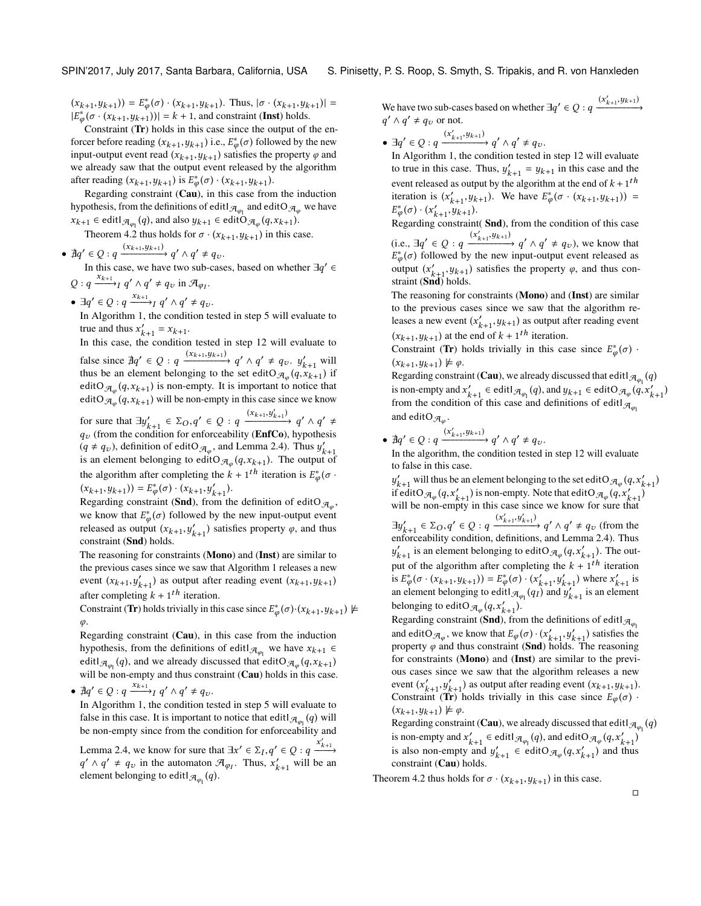$(x_{k+1}, y_{k+1})) = E^*_\varphi(\sigma) \cdot (x_{k+1}, y_{k+1})$. Thus, $|\sigma \cdot (x_{k+1}, y_{k+1})| = |E^*_\varphi(\sigma \cdot (x_{k+1}, y_{k+1}))| = k+1$, and constraint (**Inst**) holds.

Constraint (**Tr**) holds in this case since the output of the enforcer before reading $(x_{k+1}, y_{k+1})$ i.e., $E^*_\varphi(\sigma)$ followed by the new input-output event read $(x_{k+1}, y_{k+1})$ satisfies the property $\varphi$ and we already saw that the output event released by the algorithm after reading $(x_{k+1}, y_{k+1})$ is $E^*_\varphi(\sigma) \cdot (x_{k+1}, y_{k+1})$.

Regarding constraint (**Cau**), in this case from the induction hypothesis, from the definitions of $\mathsf{editI}_{\mathcal{A}_{\varphi_I}}$ and $\mathsf{editO}_{\mathcal{A}_\varphi}$ we have $x_{k+1} \in \mathsf{editI}_{\mathcal{A}_{\varphi_I}}(q)$, and also $y_{k+1} \in \mathsf{editO}_{\mathcal{A}_\varphi}(q, x_{k+1})$.

Theorem 4.2 thus holds for $\sigma \cdot (x_{k+1}, y_{k+1})$ in this case.

- $\nexists q' \in Q : q \xrightarrow{(x_{k+1}, y_{k+1})} q' \wedge q' \neq q_v$.

  In this case, we have two sub-cases, based on whether $\exists q' \in Q : q \xrightarrow{x_{k+1}}_I q' \wedge q' \neq q_v$ in $\mathcal{A}_{\varphi_I}$.

  - $\exists q' \in Q : q \xrightarrow{x_{k+1}}_I q' \wedge q' \neq q_v$.

    In Algorithm 1, the condition tested in step 5 will evaluate to true and thus $x'_{k+1} = x_{k+1}$.

    In this case, the condition tested in step 12 will evaluate to false since $\nexists q' \in Q : q \xrightarrow{(x_{k+1}, y_{k+1})} q' \wedge q' \neq q_v$. $y'_{k+1}$ will thus be an element belonging to the set $\mathsf{editO}_{\mathcal{A}_\varphi}(q, x_{k+1})$ if $\mathsf{editO}_{\mathcal{A}_\varphi}(q, x_{k+1})$ is non-empty. It is important to notice that $\mathsf{editO}_{\mathcal{A}_\varphi}(q, x_{k+1})$ will be non-empty in this case since we know for sure that $\exists y'_{k+1} \in \Sigma_O, q' \in Q : q \xrightarrow{(x_{k+1}, y'_{k+1})} q' \wedge q' \neq q_v$ (from the condition for enforceability (**EnfCo**), hypothesis ($q \neq q_v$), definition of $\mathsf{editO}_{\mathcal{A}_\varphi}$, and Lemma 2.4). Thus $y'_{k+1}$ is an element belonging to $\mathsf{editO}_{\mathcal{A}_\varphi}(q, x_{k+1})$. The output of the algorithm after completing the $k+1^{th}$ iteration is $E^*_\varphi(\sigma \cdot (x_{k+1}, y_{k+1})) = E^*_\varphi(\sigma) \cdot (x_{k+1}, y'_{k+1})$.

    Regarding constraint (**Snd**), from the definition of $\mathsf{editO}_{\mathcal{A}_\varphi}$, we know that $E^*_\varphi(\sigma)$ followed by the new input-output event released as output $(x_{k+1}, y'_{k+1})$ satisfies property $\varphi$, and thus constraint (**Snd**) holds.

    The reasoning for constraints (**Mono**) and (**Inst**) are similar to the previous cases since we saw that Algorithm 1 releases a new event $(x_{k+1}, y'_{k+1})$ as output after reading event $(x_{k+1}, y_{k+1})$ after completing $k+1^{th}$ iteration.

    Constraint (**Tr**) holds trivially in this case since $E^*_\varphi(\sigma) \cdot (x_{k+1}, y_{k+1}) \not\models \varphi$.

    Regarding constraint (**Cau**), in this case from the induction hypothesis, from the definitions of $\mathsf{editI}_{\mathcal{A}_{\varphi_I}}$ we have $x_{k+1} \in \mathsf{editI}_{\mathcal{A}_{\varphi_I}}(q)$, and we already discussed that $\mathsf{editO}_{\mathcal{A}_\varphi}(q, x_{k+1})$ will be non-empty and thus constraint (**Cau**) holds in this case.

  - $\nexists q' \in Q : q \xrightarrow{x_{k+1}}_I q' \wedge q' \neq q_v$.

    In Algorithm 1, the condition tested in step 5 will evaluate to false in this case. It is important to notice that $\mathsf{editI}_{\mathcal{A}_{\varphi_I}}(q)$ will be non-empty since from the condition for enforceability and Lemma 2.4, we know for sure that $\exists x' \in \Sigma_I, q' \in Q : q \xrightarrow{x'_{k+1}} q' \wedge q' \neq q_v$ in the automaton $\mathcal{A}_{\varphi_I}$. Thus, $x'_{k+1}$ will be an element belonging to $\mathsf{editI}_{\mathcal{A}_{\varphi_I}}(q)$.

    We have two sub-cases based on whether $\exists q' \in Q : q \xrightarrow{(x'_{k+1}, y_{k+1})} q' \wedge q' \neq q_v$ or not.

    - $\exists q' \in Q : q \xrightarrow{(x'_{k+1}, y_{k+1})} q' \wedge q' \neq q_v$.

      In Algorithm 1, the condition tested in step 12 will evaluate to true in this case. Thus, $y'_{k+1} = y_{k+1}$ in this case and the event released as output by the algorithm at the end of $k+1^{th}$ iteration is $(x'_{k+1}, y_{k+1})$. We have $E^*_\varphi(\sigma \cdot (x_{k+1}, y_{k+1})) = E^*_\varphi(\sigma) \cdot (x'_{k+1}, y_{k+1})$.

      Regarding constraint( **Snd**), from the condition of this case (i.e., $\exists q' \in Q : q \xrightarrow{(x'_{k+1}, y_{k+1})} q' \wedge q' \neq q_v$), we know that $E^*_\varphi(\sigma)$ followed by the new input-output event released as output $(x'_{k+1}, y_{k+1})$ satisfies the property $\varphi$, and thus constraint (**Snd**) holds.

      The reasoning for constraints (**Mono**) and (**Inst**) are similar to the previous cases since we saw that the algorithm releases a new event $(x'_{k+1}, y_{k+1})$ as output after reading event $(x_{k+1}, y_{k+1})$ at the end of $k+1^{th}$ iteration.

      Constraint (**Tr**) holds trivially in this case since $E^*_\varphi(\sigma) \cdot (x_{k+1}, y_{k+1}) \not\models \varphi$.

      Regarding constraint (**Cau**), we already discussed that $\mathsf{editI}_{\mathcal{A}_{\varphi_I}}(q)$ is non-empty and $x'_{k+1} \in \mathsf{editI}_{\mathcal{A}_{\varphi_I}}(q)$, and $y_{k+1} \in \mathsf{editO}_{\mathcal{A}_\varphi}(q, x'_{k+1})$ from the condition of this case and definitions of $\mathsf{editI}_{\mathcal{A}_{\varphi_I}}$ and $\mathsf{editO}_{\mathcal{A}_\varphi}$.

    - $\nexists q' \in Q : q \xrightarrow{(x'_{k+1}, y_{k+1})} q' \wedge q' \neq q_v$.

      In the algorithm, the condition tested in step 12 will evaluate to false in this case.

      $y'_{k+1}$ will thus be an element belonging to the set $\mathsf{editO}_{\mathcal{A}_\varphi}(q, x'_{k+1})$ if $\mathsf{editO}_{\mathcal{A}_\varphi}(q, x'_{k+1})$ is non-empty. Note that $\mathsf{editO}_{\mathcal{A}_\varphi}(q, x'_{k+1})$ will be non-empty in this case since we know for sure that $\exists y'_{k+1} \in \Sigma_O, q' \in Q : q \xrightarrow{(x'_{k+1}, y'_{k+1})} q' \wedge q' \neq q_v$ (from the enforceability condition, definitions, and Lemma 2.4). Thus $y'_{k+1}$ is an element belonging to $\mathsf{editO}_{\mathcal{A}_\varphi}(q, x'_{k+1})$. The output of the algorithm after completing the $k+1^{th}$ iteration is $E^*_\varphi(\sigma \cdot (x_{k+1}, y_{k+1})) = E^*_\varphi(\sigma) \cdot (x'_{k+1}, y'_{k+1})$ where $x'_{k+1}$ is an element belonging to $\mathsf{editI}_{\mathcal{A}_{\varphi_I}}(q_I)$ and $y'_{k+1}$ is an element belonging to $\mathsf{editO}_{\mathcal{A}_\varphi}(q, x'_{k+1})$.

      Regarding constraint (**Snd**), from the definitions of $\mathsf{editI}_{\mathcal{A}_{\varphi_I}}$ and $\mathsf{editO}_{\mathcal{A}_\varphi}$, we know that $E_\varphi(\sigma) \cdot (x'_{k+1}, y'_{k+1})$ satisfies the property $\varphi$ and thus constraint (**Snd**) holds. The reasoning for constraints (**Mono**) and (**Inst**) are similar to the previous cases since we saw that the algorithm releases a new event $(x'_{k+1}, y'_{k+1})$ as output after reading event $(x_{k+1}, y_{k+1})$. Constraint (**Tr**) holds trivially in this case since $E_\varphi(\sigma) \cdot (x_{k+1}, y_{k+1}) \not\models \varphi$.

      Regarding constraint (**Cau**), we already discussed that $\mathsf{editI}_{\mathcal{A}_{\varphi_I}}(q)$ is non-empty and $x'_{k+1} \in \mathsf{editI}_{\mathcal{A}_{\varphi_I}}(q)$, and $\mathsf{editO}_{\mathcal{A}_\varphi}(q, x'_{k+1})$ is also non-empty and $y'_{k+1} \in \mathsf{editO}_{\mathcal{A}_\varphi}(q, x'_{k+1})$ and thus constraint (**Cau**) holds.

Theorem 4.2 thus holds for $\sigma \cdot (x_{k+1}, y_{k+1})$ in this case.

□